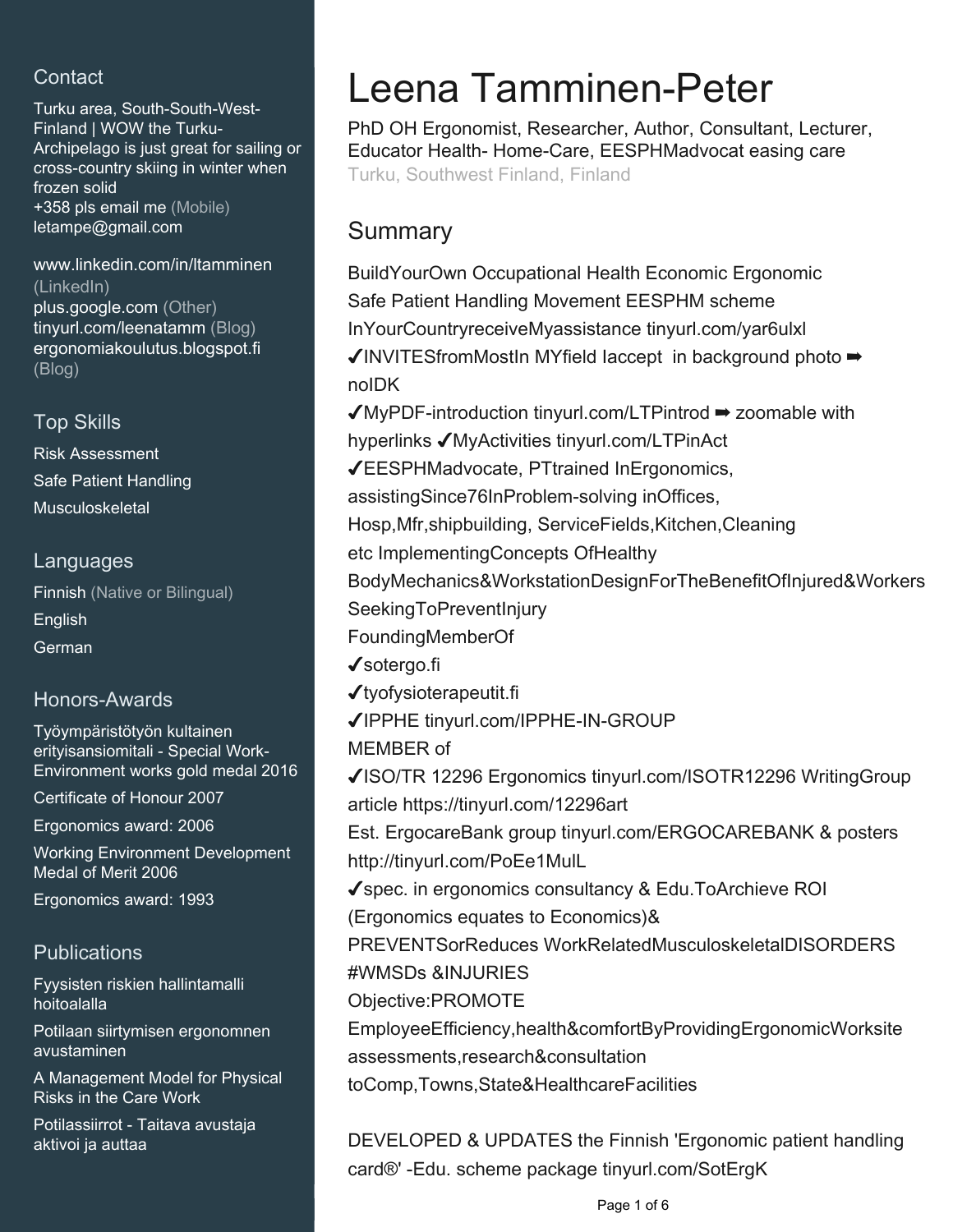## Contact

Turku area, South-South-West-Finland | WOW the Turku-Archipelago is just great for sailing or cross-country skiing in winter when frozen solid
+358 pls email me (Mobile)
letampe@gmail.com

www.linkedin.com/in/ltamminen (LinkedIn)
plus.google.com (Other)
tinyurl.com/leenatamm (Blog)
ergonomiakoulutus.blogspot.fi (Blog)

## Top Skills

Risk Assessment
Safe Patient Handling
Musculoskeletal

## Languages

Finnish (Native or Bilingual)
English
German

## Honors-Awards

Työympäristötyön kultainen erityisansiomitali - Special Work-Environment works gold medal 2016
Certificate of Honour 2007
Ergonomics award: 2006
Working Environment Development Medal of Merit 2006
Ergonomics award: 1993

## Publications

Fyysisten riskien hallintamalli hoitoalalla
Potilaan siirtymisen ergonomnen avustaminen
A Management Model for Physical Risks in the Care Work
Potilassiirrot - Taitava avustaja aktivoi ja auttaa

# Leena Tamminen-Peter

PhD OH Ergonomist, Researcher, Author, Consultant, Lecturer, Educator Health- Home-Care, EESPHMadvocat easing care
Turku, Southwest Finland, Finland

## Summary

BuildYourOwn Occupational Health Economic Ergonomic Safe Patient Handling Movement EESPHM scheme InYourCountryreceiveMyassistance tinyurl.com/yar6ulxl
✔INVITESfromMostIn MYfield Iaccept in background photo ➡ noIDK
✔MyPDF-introduction tinyurl.com/LTPintrod ➡ zoomable with hyperlinks ✔MyActivities tinyurl.com/LTPinAct
✔EESPHMadvocate, PTtrained InErgonomics, assistingSince76InProblem-solving inOffices, Hosp,Mfr,shipbuilding, ServiceFields,Kitchen,Cleaning etc ImplementingConcepts OfHealthy BodyMechanics&WorkstationDesignForTheBenefitOfInjured&Workers SeekingToPreventInjury
FoundingMemberOf
✔sotergo.fi
✔tyofysioterapeutit.fi
✔IPPHE tinyurl.com/IPPHE-IN-GROUP
MEMBER of
✔ISO/TR 12296 Ergonomics tinyurl.com/ISOTR12296 WritingGroup article https://tinyurl.com/12296art
Est. ErgocareBank group tinyurl.com/ERGOCAREBANK & posters http://tinyurl.com/PoEe1MulL
✔spec. in ergonomics consultancy & Edu.ToArchieve ROI (Ergonomics equates to Economics)& PREVENTSorReduces WorkRelatedMusculoskeletalDISORDERS #WMSDs &INJURIES
Objective:PROMOTE EmployeeEfficiency,health&comfortByProvidingErgonomicWorksite assessments,research&consultation toComp,Towns,State&HealthcareFacilities

DEVELOPED & UPDATES the Finnish 'Ergonomic patient handling card®' -Edu. scheme package tinyurl.com/SotErgK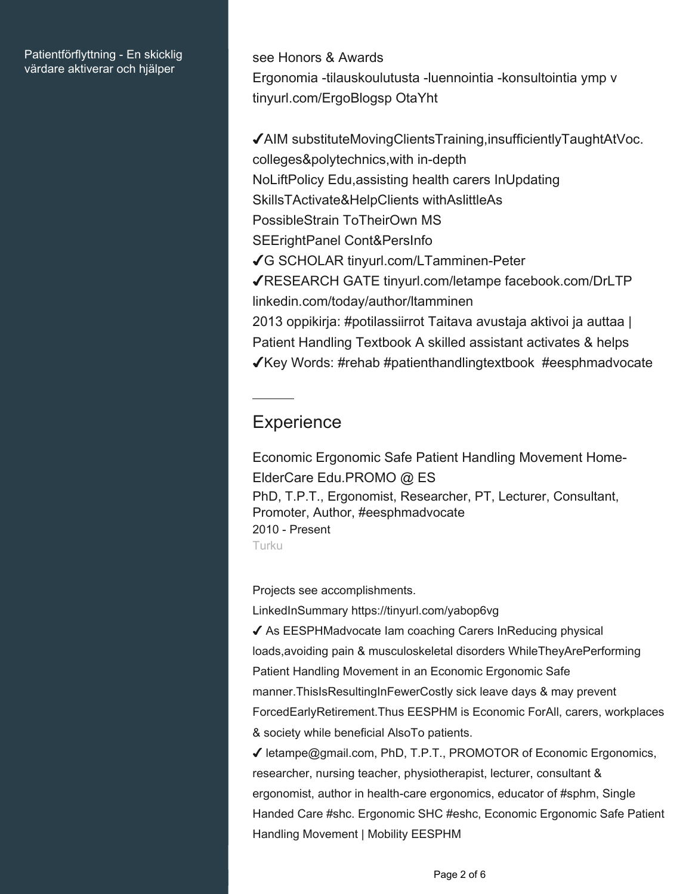Patientförflyttning - En skicklig värdare aktiverar och hjälper

see Honors & Awards
Ergonomia -tilauskoulutusta -luennointia -konsultointia ymp v tinyurl.com/ErgoBlogsp OtaYht

✔AIM substituteMovingClientsTraining,insufficientlyTaughtAtVoc. colleges&polytechnics,with in-depth NoLiftPolicy Edu,assisting health carers InUpdating SkillsTActivate&HelpClients withAslittleAs PossibleStrain ToTheirOwn MS
SEErightPanel Cont&PersInfo
✔G SCHOLAR tinyurl.com/LTamminen-Peter
✔RESEARCH GATE tinyurl.com/letampe facebook.com/DrLTP linkedin.com/today/author/ltamminen
2013 oppikirja: #potilassiirrot Taitava avustaja aktivoi ja auttaa | Patient Handling Textbook A skilled assistant activates & helps
✔Key Words: #rehab #patienthandlingtextbook #eesphmadvocate

## Experience

### Economic Ergonomic Safe Patient Handling Movement Home-ElderCare Edu.PROMO @ ES

PhD, T.P.T., Ergonomist, Researcher, PT, Lecturer, Consultant, Promoter, Author, #eesphmadvocate
2010 - Present
Turku

Projects see accomplishments.
LinkedInSummary https://tinyurl.com/yabop6vg
✔ As EESPHMadvocate Iam coaching Carers InReducing physical loads,avoiding pain & musculoskeletal disorders WhileTheyArePerforming Patient Handling Movement in an Economic Ergonomic Safe manner.ThisIsResultingInFewerCostly sick leave days & may prevent ForcedEarlyRetirement.Thus EESPHM is Economic ForAll, carers, workplaces & society while beneficial AlsoTo patients.
✔ letampe@gmail.com, PhD, T.P.T., PROMOTOR of Economic Ergonomics, researcher, nursing teacher, physiotherapist, lecturer, consultant & ergonomist, author in health-care ergonomics, educator of #sphm, Single Handed Care #shc. Ergonomic SHC #eshc, Economic Ergonomic Safe Patient Handling Movement | Mobility EESPHM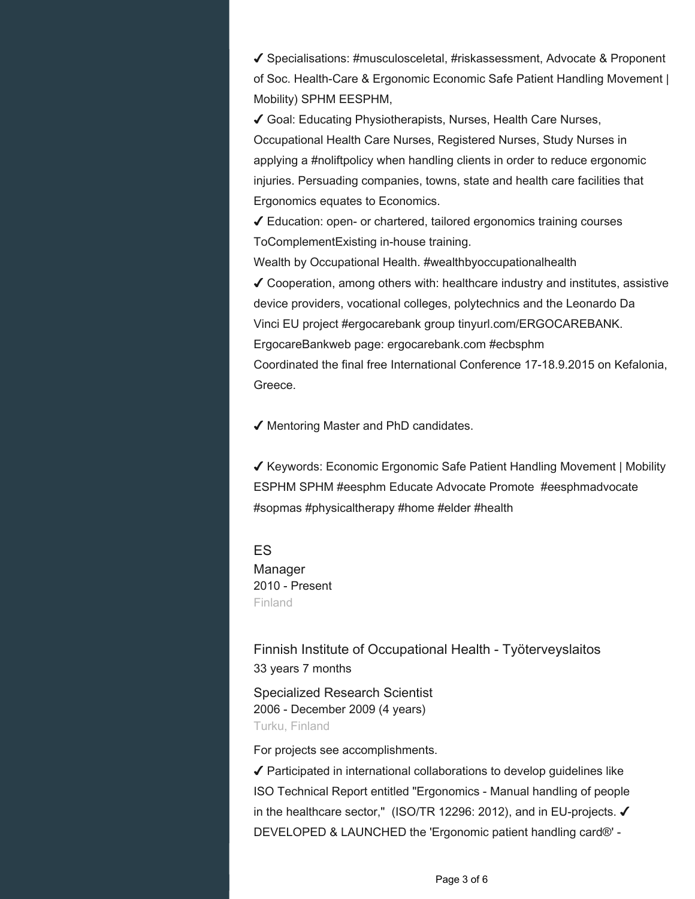✔ Specialisations: #musculosceletal, #riskassessment, Advocate & Proponent of Soc. Health-Care & Ergonomic Economic Safe Patient Handling Movement | Mobility) SPHM EESPHM,

✔ Goal: Educating Physiotherapists, Nurses, Health Care Nurses, Occupational Health Care Nurses, Registered Nurses, Study Nurses in applying a #noliftpolicy when handling clients in order to reduce ergonomic injuries. Persuading companies, towns, state and health care facilities that Ergonomics equates to Economics.

✔ Education: open- or chartered, tailored ergonomics training courses ToComplementExisting in-house training.

Wealth by Occupational Health. #wealthbyoccupationalhealth

✔ Cooperation, among others with: healthcare industry and institutes, assistive device providers, vocational colleges, polytechnics and the Leonardo Da Vinci EU project #ergocarebank group tinyurl.com/ERGOCAREBANK.

ErgocareBankweb page: ergocarebank.com #ecbsphm

Coordinated the final free International Conference 17-18.9.2015 on Kefalonia, Greece.

✔ Mentoring Master and PhD candidates.

✔ Keywords: Economic Ergonomic Safe Patient Handling Movement | Mobility ESPHM SPHM #eesphm Educate Advocate Promote #eesphmadvocate #sopmas #physicaltherapy #home #elder #health

### ES

Manager

2010 - Present

Finland

### Finnish Institute of Occupational Health - Työterveyslaitos

33 years 7 months

Specialized Research Scientist

2006 - December 2009 (4 years)

Turku, Finland

For projects see accomplishments.

✔ Participated in international collaborations to develop guidelines like ISO Technical Report entitled "Ergonomics - Manual handling of people in the healthcare sector," (ISO/TR 12296: 2012), and in EU-projects. ✔ DEVELOPED & LAUNCHED the 'Ergonomic patient handling card®' -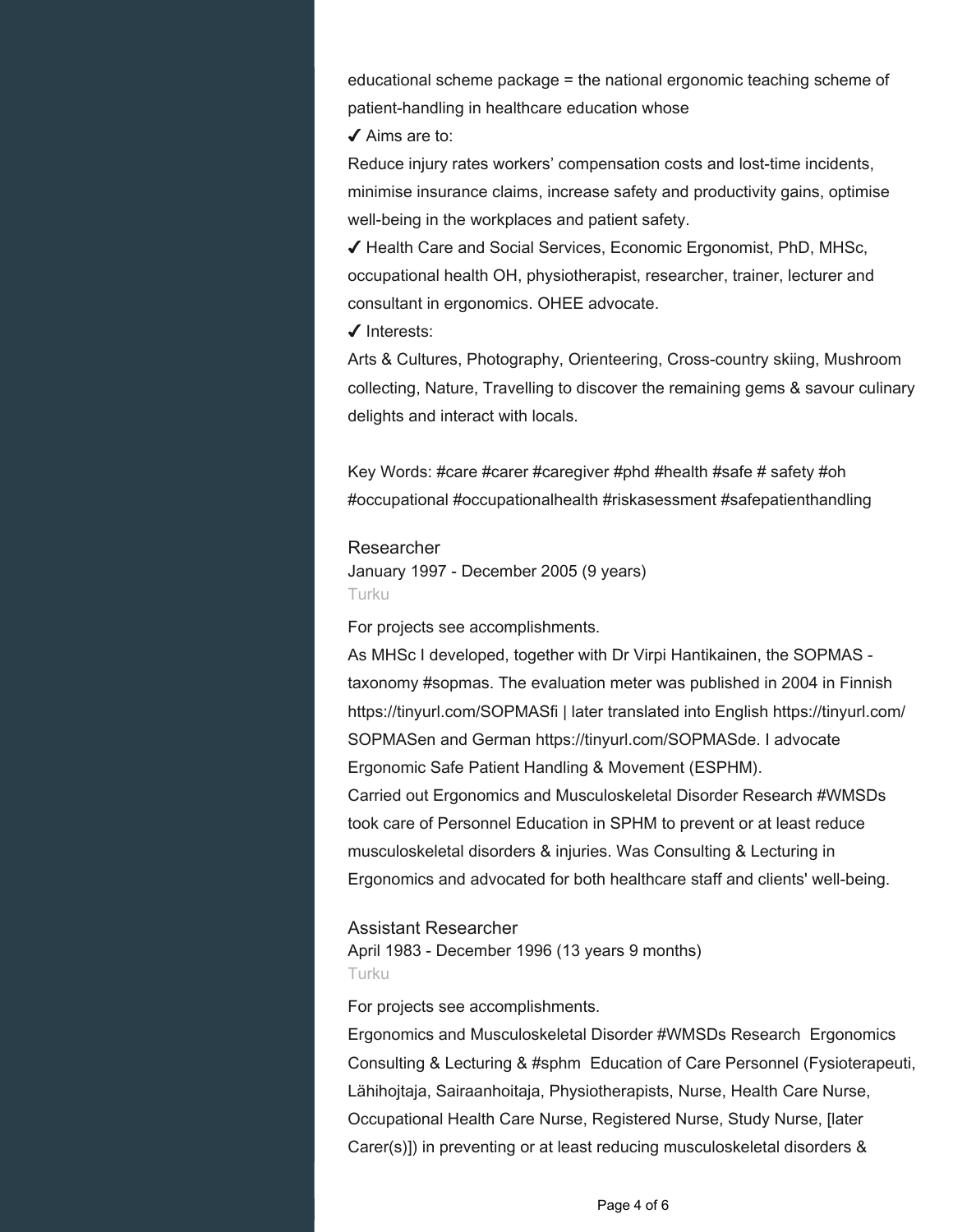educational scheme package = the national ergonomic teaching scheme of patient-handling in healthcare education whose

✔ Aims are to:

Reduce injury rates workers' compensation costs and lost-time incidents, minimise insurance claims, increase safety and productivity gains, optimise well-being in the workplaces and patient safety.

✔ Health Care and Social Services, Economic Ergonomist, PhD, MHSc, occupational health OH, physiotherapist, researcher, trainer, lecturer and consultant in ergonomics. OHEE advocate.

✔ Interests:

Arts & Cultures, Photography, Orienteering, Cross-country skiing, Mushroom collecting, Nature, Travelling to discover the remaining gems & savour culinary delights and interact with locals.

Key Words: #care #carer #caregiver #phd #health #safe # safety #oh #occupational #occupationalhealth #riskasessment #safepatienthandling

### Researcher

January 1997 - December 2005 (9 years)

Turku

For projects see accomplishments.

As MHSc I developed, together with Dr Virpi Hantikainen, the SOPMAS - taxonomy #sopmas. The evaluation meter was published in 2004 in Finnish https://tinyurl.com/SOPMASfi | later translated into English https://tinyurl.com/SOPMASen and German https://tinyurl.com/SOPMASde. I advocate Ergonomic Safe Patient Handling & Movement (ESPHM).

Carried out Ergonomics and Musculoskeletal Disorder Research #WMSDs took care of Personnel Education in SPHM to prevent or at least reduce musculoskeletal disorders & injuries. Was Consulting & Lecturing in Ergonomics and advocated for both healthcare staff and clients' well-being.

### Assistant Researcher

April 1983 - December 1996 (13 years 9 months)

Turku

For projects see accomplishments.

Ergonomics and Musculoskeletal Disorder #WMSDs Research Ergonomics Consulting & Lecturing & #sphm Education of Care Personnel (Fysioterapeuti, Lähihojtaja, Sairaanhoitaja, Physiotherapists, Nurse, Health Care Nurse, Occupational Health Care Nurse, Registered Nurse, Study Nurse, [later Carer(s)]) in preventing or at least reducing musculoskeletal disorders &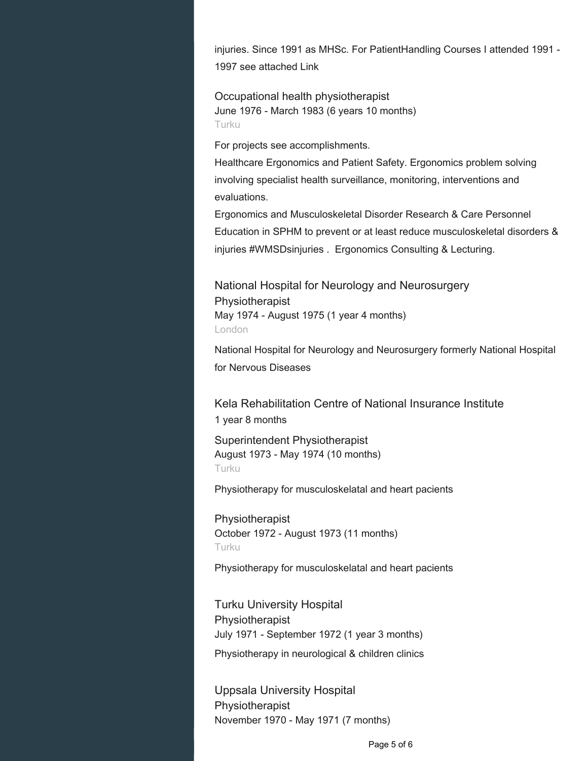injuries. Since 1991 as MHSc. For PatientHandling Courses I attended 1991 - 1997 see attached Link

### Occupational health physiotherapist
June 1976 - March 1983 (6 years 10 months)
Turku

For projects see accomplishments.
Healthcare Ergonomics and Patient Safety. Ergonomics problem solving involving specialist health surveillance, monitoring, interventions and evaluations.
Ergonomics and Musculoskeletal Disorder Research & Care Personnel Education in SPHM to prevent or at least reduce musculoskeletal disorders & injuries #WMSDsinjuries . Ergonomics Consulting & Lecturing.

## National Hospital for Neurology and Neurosurgery
### Physiotherapist
May 1974 - August 1975 (1 year 4 months)
London

National Hospital for Neurology and Neurosurgery formerly National Hospital for Nervous Diseases

## Kela Rehabilitation Centre of National Insurance Institute
1 year 8 months

### Superintendent Physiotherapist
August 1973 - May 1974 (10 months)
Turku

Physiotherapy for musculoskelatal and heart pacients

### Physiotherapist
October 1972 - August 1973 (11 months)
Turku

Physiotherapy for musculoskelatal and heart pacients

## Turku University Hospital
### Physiotherapist
July 1971 - September 1972 (1 year 3 months)

Physiotherapy in neurological & children clinics

## Uppsala University Hospital
### Physiotherapist
November 1970 - May 1971 (7 months)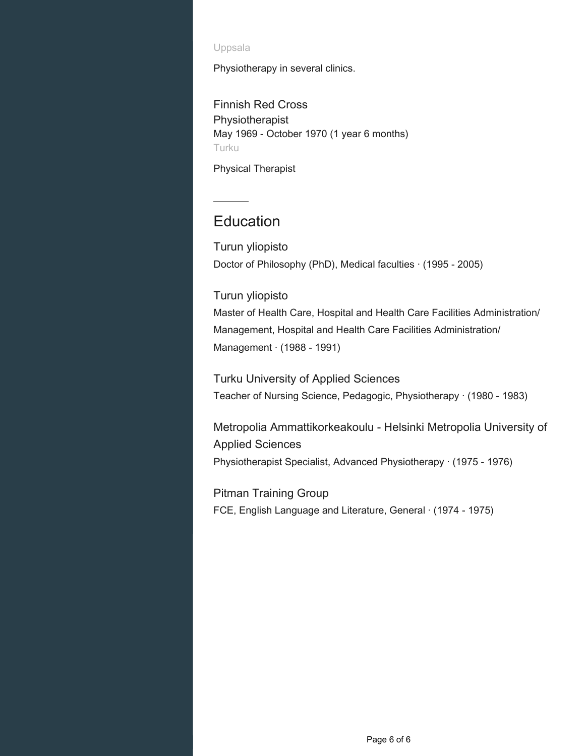Uppsala

Physiotherapy in several clinics.

Finnish Red Cross
Physiotherapist
May 1969 - October 1970 (1 year 6 months)
Turku

Physical Therapist

## Education

Turun yliopisto
Doctor of Philosophy (PhD), Medical faculties · (1995 - 2005)

Turun yliopisto
Master of Health Care, Hospital and Health Care Facilities Administration/ Management, Hospital and Health Care Facilities Administration/ Management · (1988 - 1991)

Turku University of Applied Sciences
Teacher of Nursing Science, Pedagogic, Physiotherapy · (1980 - 1983)

Metropolia Ammattikorkeakoulu - Helsinki Metropolia University of Applied Sciences
Physiotherapist Specialist, Advanced Physiotherapy · (1975 - 1976)

Pitman Training Group
FCE, English Language and Literature, General · (1974 - 1975)